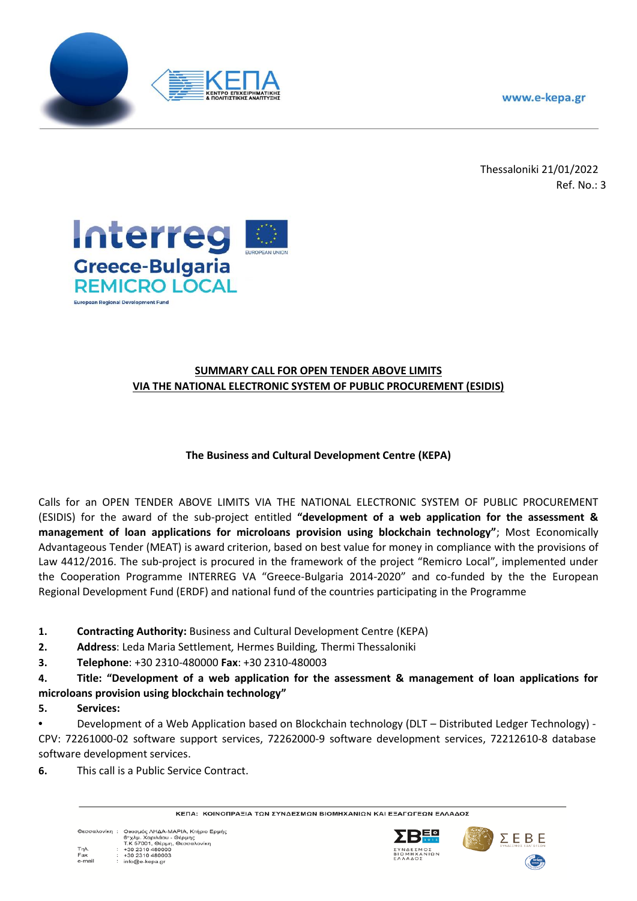Thessaloniki 21/01/2022
Ref. No.: 3

**SUMMARY CALL FOR OPEN TENDER ABOVE LIMITS VIA THE NATIONAL ELECTRONIC SYSTEM OF PUBLIC PROCUREMENT (ESIDIS)**

**The Business and Cultural Development Centre (KEPA)**

Calls for an OPEN TENDER ABOVE LIMITS VIA THE NATIONAL ELECTRONIC SYSTEM OF PUBLIC PROCUREMENT (ESIDIS) for the award of the sub-project entitled **"development of a web application for the assessment & management of loan applications for microloans provision using blockchain technology"**; Most Economically Advantageous Tender (MEAT) is award criterion, based on best value for money in compliance with the provisions of Law 4412/2016. The sub-project is procured in the framework of the project "Remicro Local", implemented under the Cooperation Programme INTERREG VA "Greece-Bulgaria 2014-2020" and co-funded by the the European Regional Development Fund (ERDF) and national fund of the countries participating in the Programme

1. **Contracting Authority:** Business and Cultural Development Centre (KEPA)
2. **Address**: Leda Maria Settlement, Hermes Building, Thermi Thessaloniki
3. **Telephone**: +30 2310-480000 **Fax**: +30 2310-480003
4. **Title: "Development of a web application for the assessment & management of loan applications for microloans provision using blockchain technology"**
5. **Services:**

- Development of a Web Application based on Blockchain technology (DLT – Distributed Ledger Technology) - CPV: 72261000-02 software support services, 72262000-9 software development services, 72212610-8 database software development services.

6. This call is a Public Service Contract.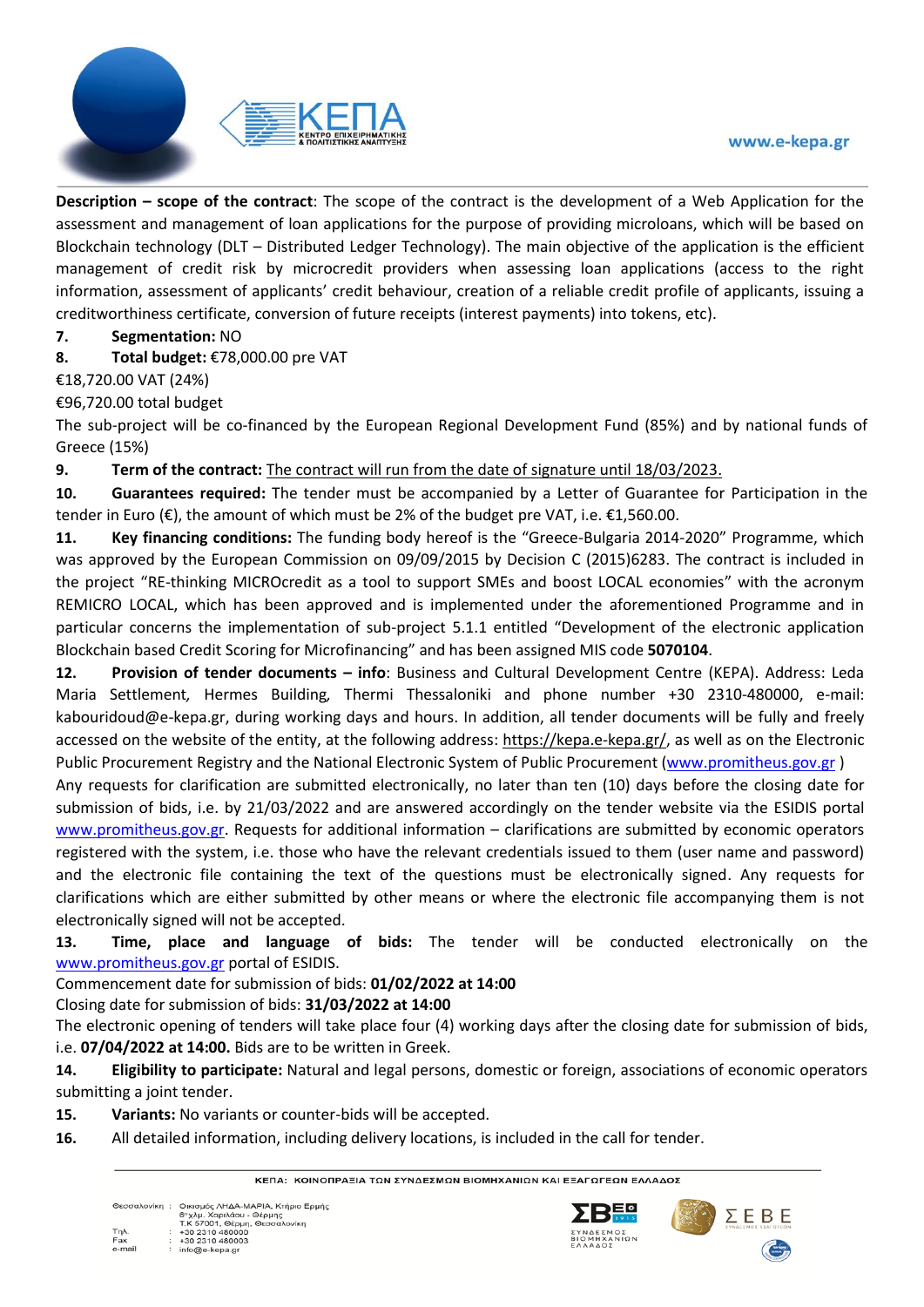**Description – scope of the contract**: The scope of the contract is the development of a Web Application for the assessment and management of loan applications for the purpose of providing microloans, which will be based on Blockchain technology (DLT – Distributed Ledger Technology). The main objective of the application is the efficient management of credit risk by microcredit providers when assessing loan applications (access to the right information, assessment of applicants' credit behaviour, creation of a reliable credit profile of applicants, issuing a creditworthiness certificate, conversion of future receipts (interest payments) into tokens, etc).

7. **Segmentation:** NO
8. **Total budget:** €78,000.00 pre VAT

€18,720.00 VAT (24%)

€96,720.00 total budget

The sub-project will be co-financed by the European Regional Development Fund (85%) and by national funds of Greece (15%)

9. **Term of the contract:** The contract will run from the date of signature until 18/03/2023.
10. **Guarantees required:** The tender must be accompanied by a Letter of Guarantee for Participation in the tender in Euro (€), the amount of which must be 2% of the budget pre VAT, i.e. €1,560.00.
11. **Key financing conditions:** The funding body hereof is the "Greece-Bulgaria 2014-2020" Programme, which was approved by the European Commission on 09/09/2015 by Decision C (2015)6283. The contract is included in the project "RE-thinking MICROcredit as a tool to support SMEs and boost LOCAL economies" with the acronym REMICRO LOCAL, which has been approved and is implemented under the aforementioned Programme and in particular concerns the implementation of sub-project 5.1.1 entitled "Development of the electronic application Blockchain based Credit Scoring for Microfinancing" and has been assigned MIS code **5070104**.
12. **Provision of tender documents – info**: Business and Cultural Development Centre (KEPA). Address: Leda Maria Settlement, Hermes Building, Thermi Thessaloniki and phone number +30 2310-480000, e-mail: kabouridoud@e-kepa.gr, during working days and hours. In addition, all tender documents will be fully and freely accessed on the website of the entity, at the following address: https://kepa.e-kepa.gr/, as well as on the Electronic Public Procurement Registry and the National Electronic System of Public Procurement (www.promitheus.gov.gr )

Any requests for clarification are submitted electronically, no later than ten (10) days before the closing date for submission of bids, i.e. by 21/03/2022 and are answered accordingly on the tender website via the ESIDIS portal www.promitheus.gov.gr. Requests for additional information – clarifications are submitted by economic operators registered with the system, i.e. those who have the relevant credentials issued to them (user name and password) and the electronic file containing the text of the questions must be electronically signed. Any requests for clarifications which are either submitted by other means or where the electronic file accompanying them is not electronically signed will not be accepted.

13. **Time, place and language of bids:** The tender will be conducted electronically on the www.promitheus.gov.gr portal of ESIDIS.

Commencement date for submission of bids: **01/02/2022 at 14:00**

Closing date for submission of bids: **31/03/2022 at 14:00**

The electronic opening of tenders will take place four (4) working days after the closing date for submission of bids, i.e. **07/04/2022 at 14:00.** Bids are to be written in Greek.

14. **Eligibility to participate:** Natural and legal persons, domestic or foreign, associations of economic operators submitting a joint tender.
15. **Variants:** No variants or counter-bids will be accepted.
16. All detailed information, including delivery locations, is included in the call for tender.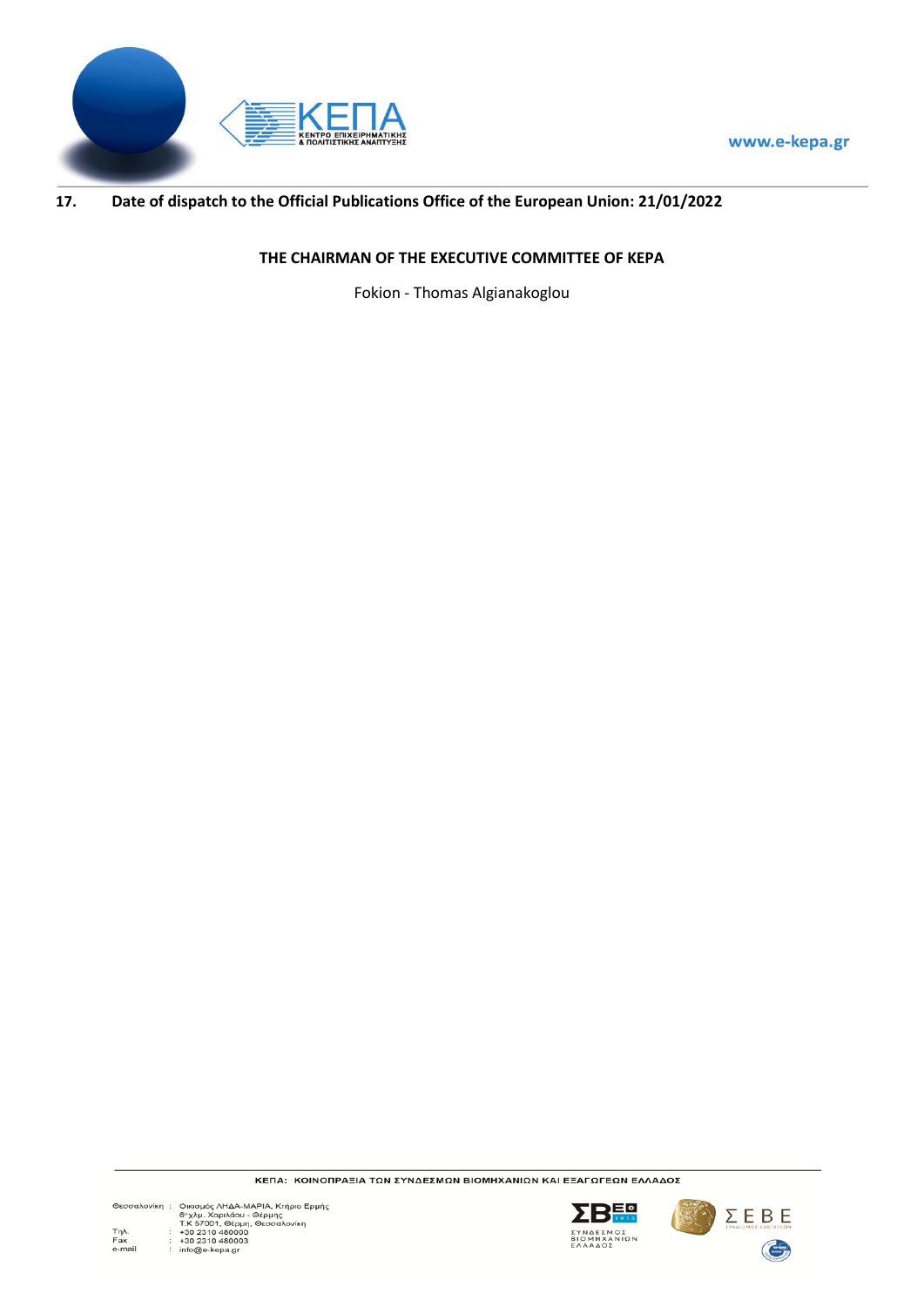**17. Date of dispatch to the Official Publications Office of the European Union: 21/01/2022**

**THE CHAIRMAN OF THE EXECUTIVE COMMITTEE OF KEPA**

Fokion - Thomas Algianakoglou